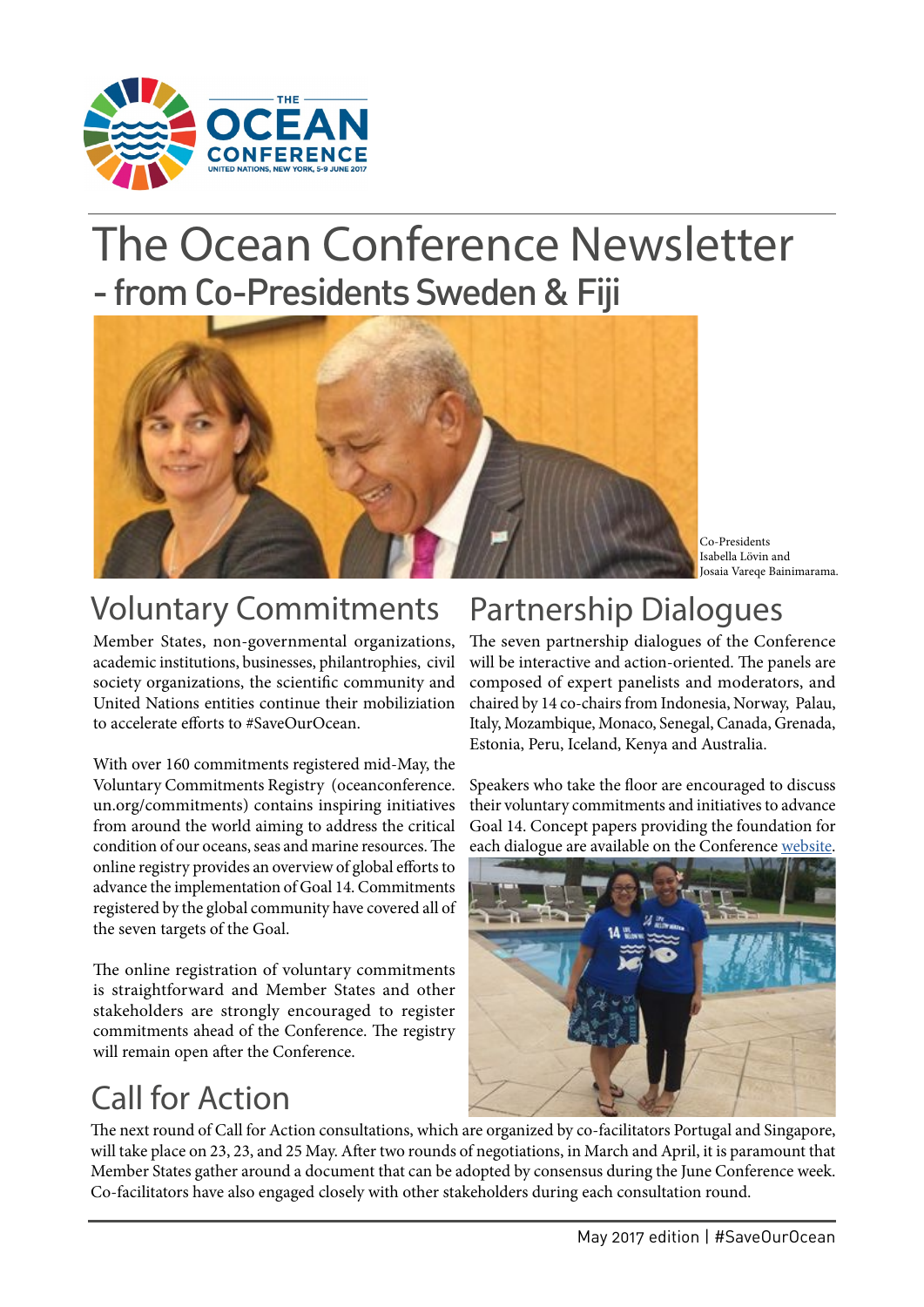# The Ocean Conference Newsletter

## - from Co-Presidents Sweden & Fiji

Co-Presidents Isabella Lövin and Josaia Vareqe Bainimarama.

## Voluntary Commitments

Member States, non-governmental organizations, academic institutions, businesses, philantrophies, civil society organizations, the scientific community and United Nations entities continue their mobiliziation to accelerate efforts to #SaveOurOcean.

With over 160 commitments registered mid-May, the Voluntary Commitments Registry (oceanconference.un.org/commitments) contains inspiring initiatives from around the world aiming to address the critical condition of our oceans, seas and marine resources. The online registry provides an overview of global efforts to advance the implementation of Goal 14. Commitments registered by the global community have covered all of the seven targets of the Goal.

The online registration of voluntary commitments is straightforward and Member States and other stakeholders are strongly encouraged to register commitments ahead of the Conference. The registry will remain open after the Conference.

## Partnership Dialogues

The seven partnership dialogues of the Conference will be interactive and action-oriented. The panels are composed of expert panelists and moderators, and chaired by 14 co-chairs from Indonesia, Norway, Palau, Italy, Mozambique, Monaco, Senegal, Canada, Grenada, Estonia, Peru, Iceland, Kenya and Australia.

Speakers who take the floor are encouraged to discuss their voluntary commitments and initiatives to advance Goal 14. Concept papers providing the foundation for each dialogue are available on the Conference website.

## Call for Action

The next round of Call for Action consultations, which are organized by co-facilitators Portugal and Singapore, will take place on 23, 23, and 25 May. After two rounds of negotiations, in March and April, it is paramount that Member States gather around a document that can be adopted by consensus during the June Conference week. Co-facilitators have also engaged closely with other stakeholders during each consultation round.

May 2017 edition | #SaveOurOcean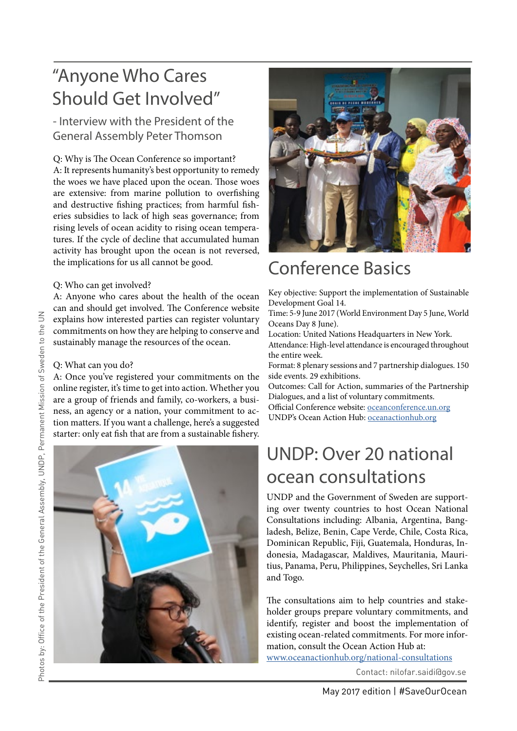# "Anyone Who Cares Should Get Involved"

## - Interview with the President of the General Assembly Peter Thomson

Q: Why is The Ocean Conference so important?
A: It represents humanity's best opportunity to remedy the woes we have placed upon the ocean. Those woes are extensive: from marine pollution to overfishing and destructive fishing practices; from harmful fisheries subsidies to lack of high seas governance; from rising levels of ocean acidity to rising ocean temperatures. If the cycle of decline that accumulated human activity has brought upon the ocean is not reversed, the implications for us all cannot be good.

Q: Who can get involved?
A: Anyone who cares about the health of the ocean can and should get involved. The Conference website explains how interested parties can register voluntary commitments on how they are helping to conserve and sustainably manage the resources of the ocean.

Q: What can you do?
A: Once you've registered your commitments on the online register, it's time to get into action. Whether you are a group of friends and family, co-workers, a business, an agency or a nation, your commitment to action matters. If you want a challenge, here's a suggested starter: only eat fish that are from a sustainable fishery.

Photos by: Office of the President of the General Assembly, UNDP, Permanent Mission of Sweden to the UN

# Conference Basics

Key objective: Support the implementation of Sustainable Development Goal 14.
Time: 5-9 June 2017 (World Environment Day 5 June, World Oceans Day 8 June).
Location: United Nations Headquarters in New York.
Attendance: High-level attendance is encouraged throughout the entire week.
Format: 8 plenary sessions and 7 partnership dialogues. 150 side events. 29 exhibitions.
Outcomes: Call for Action, summaries of the Partnership Dialogues, and a list of voluntary commitments.
Official Conference website: oceanconference.un.org
UNDP's Ocean Action Hub: oceanactionhub.org

# UNDP: Over 20 national ocean consultations

UNDP and the Government of Sweden are supporting over twenty countries to host Ocean National Consultations including: Albania, Argentina, Bangladesh, Belize, Benin, Cape Verde, Chile, Costa Rica, Dominican Republic, Fiji, Guatemala, Honduras, Indonesia, Madagascar, Maldives, Mauritania, Mauritius, Panama, Peru, Philippines, Seychelles, Sri Lanka and Togo.

The consultations aim to help countries and stakeholder groups prepare voluntary commitments, and identify, register and boost the implementation of existing ocean-related commitments. For more information, consult the Ocean Action Hub at:
www.oceanactionhub.org/national-consultations

Contact: nilofar.saidi@gov.se